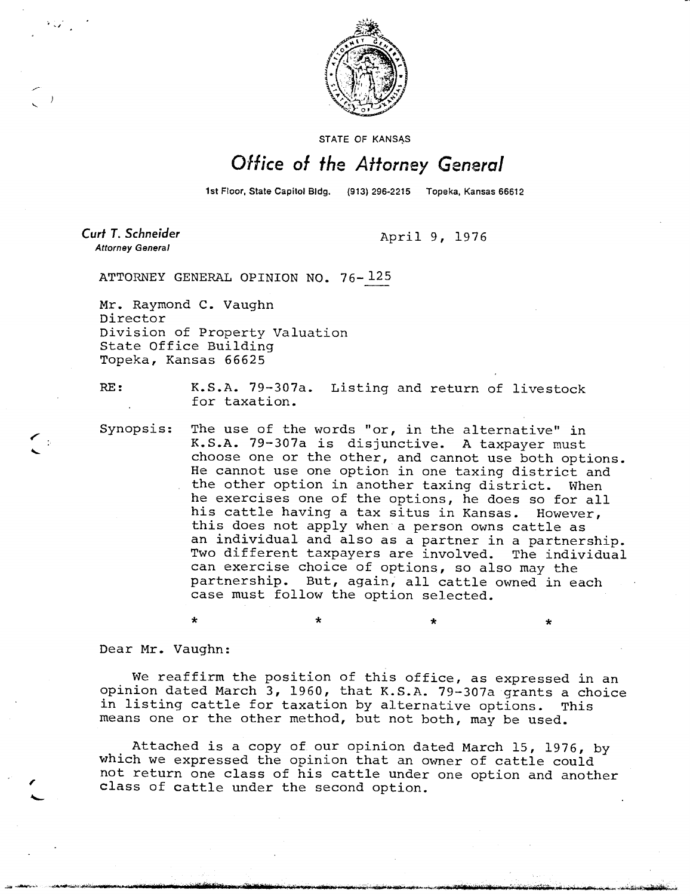STATE OF KANSAS

# Office of the Attorney General

1st Floor, State Capitol Bldg. (913) 296-2215 Topeka, Kansas 66612

**Curt T. Schneider**
*Attorney General*

April 9, 1976

ATTORNEY GENERAL OPINION NO. 76-125

Mr. Raymond C. Vaughn
Director
Division of Property Valuation
State Office Building
Topeka, Kansas 66625

RE: K.S.A. 79-307a. Listing and return of livestock for taxation.

Synopsis: The use of the words "or, in the alternative" in K.S.A. 79-307a is disjunctive. A taxpayer must choose one or the other, and cannot use both options. He cannot use one option in one taxing district and the other option in another taxing district. When he exercises one of the options, he does so for all his cattle having a tax situs in Kansas. However, this does not apply when a person owns cattle as an individual and also as a partner in a partnership. Two different taxpayers are involved. The individual can exercise choice of options, so also may the partnership. But, again, all cattle owned in each case must follow the option selected.

\* \* \* \*

Dear Mr. Vaughn:

We reaffirm the position of this office, as expressed in an opinion dated March 3, 1960, that K.S.A. 79-307a grants a choice in listing cattle for taxation by alternative options. This means one or the other method, but not both, may be used.

Attached is a copy of our opinion dated March 15, 1976, by which we expressed the opinion that an owner of cattle could not return one class of his cattle under one option and another class of cattle under the second option.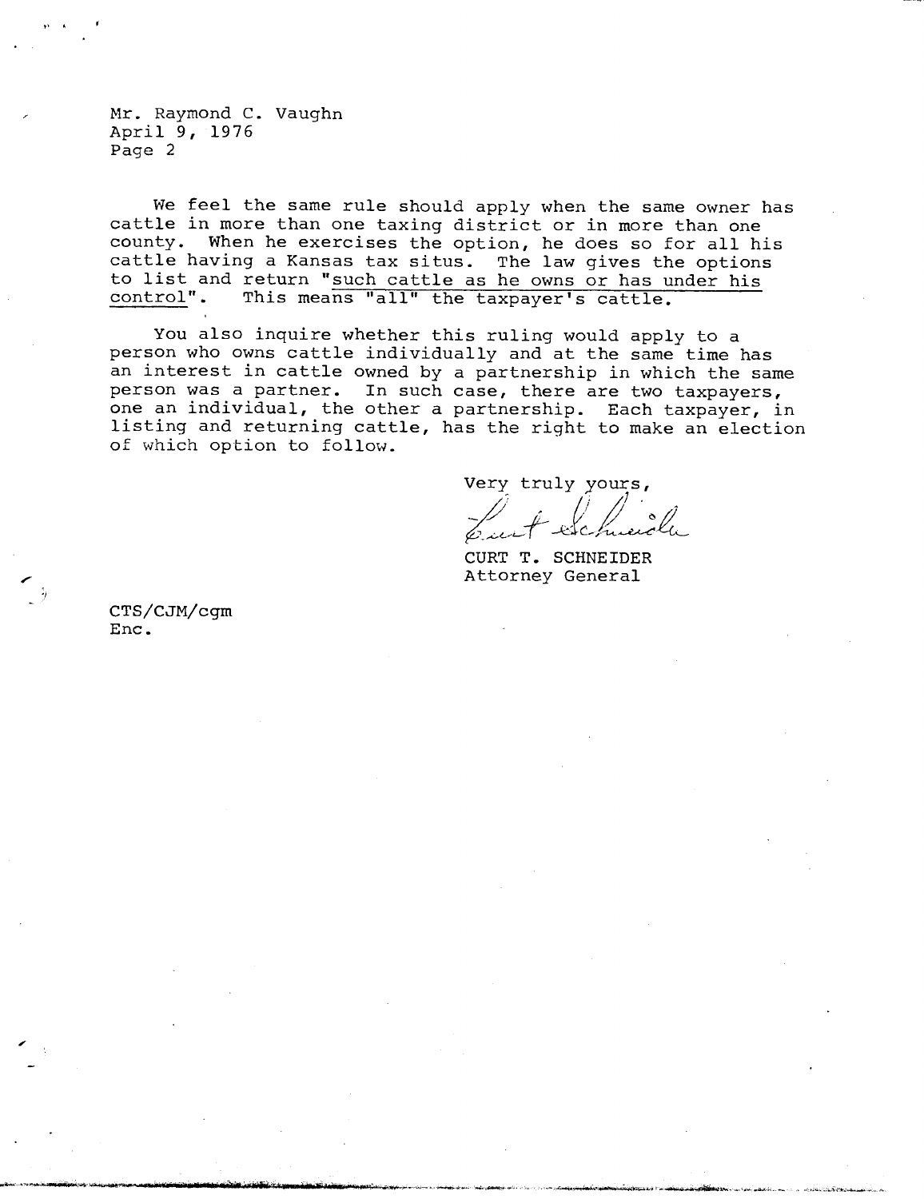Mr. Raymond C. Vaughn
April 9, 1976
Page 2

We feel the same rule should apply when the same owner has cattle in more than one taxing district or in more than one county. When he exercises the option, he does so for all his cattle having a Kansas tax situs. The law gives the options to list and return "such cattle as he owns or has under his control". This means "all" the taxpayer's cattle.

You also inquire whether this ruling would apply to a person who owns cattle individually and at the same time has an interest in cattle owned by a partnership in which the same person was a partner. In such case, there are two taxpayers, one an individual, the other a partnership. Each taxpayer, in listing and returning cattle, has the right to make an election of which option to follow.

Very truly yours,

CURT T. SCHNEIDER
Attorney General

CTS/CJM/cgm
Enc.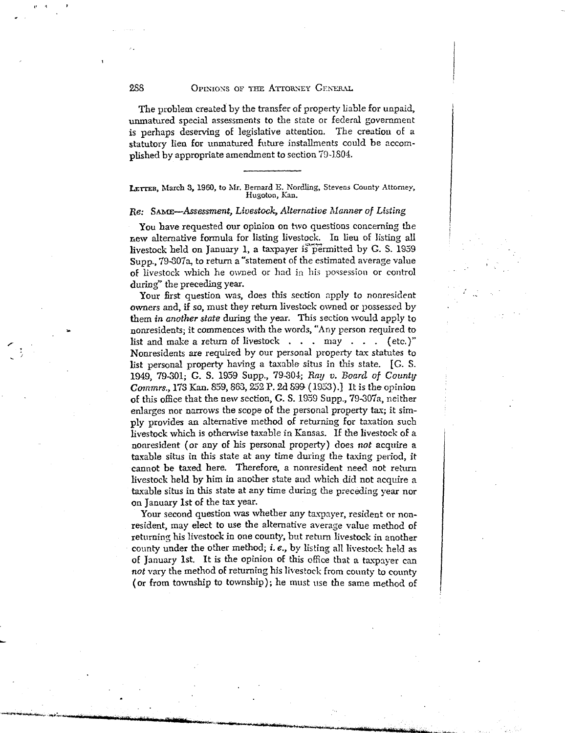The problem created by the transfer of property liable for unpaid, unmatured special assessments to the state or federal government is perhaps deserving of legislative attention. The creation of a statutory lien for unmatured future installments could be accomplished by appropriate amendment to section 79-1804.

---

LETTER, March 3, 1960, to Mr. Bernard E. Nordling, Stevens County Attorney, Hugoton, Kan.

*Re:* SAME—*Assessment, Livestock, Alternative Manner of Listing*

You have requested our opinion on two questions concerning the new alternative formula for listing livestock. In lieu of listing all livestock held on January 1, a taxpayer is permitted by G. S. 1959 Supp., 79-307a, to return a "statement of the estimated average value of livestock which he owned or had in his possession or control during" the preceding year.

Your first question was, does this section apply to nonresident owners and, if so, must they return livestock owned or possessed by them *in another state* during the year. This section would apply to nonresidents; it commences with the words, "Any person required to list and make a return of livestock . . . may . . . (etc.)" Nonresidents are required by our personal property tax statutes to list personal property having a taxable situs in this state. [G. S. 1949, 79-301; G. S. 1959 Supp., 79-304; *Ray v. Board of County Commrs.*, 173 Kan. 859, 863, 252 P. 2d 899 (1953).] It is the opinion of this office that the new section, G. S. 1959 Supp., 79-307a, neither enlarges nor narrows the scope of the personal property tax; it simply provides an alternative method of returning for taxation such livestock which is otherwise taxable in Kansas. If the livestock of a nonresident (or any of his personal property) does *not* acquire a taxable situs in this state at any time during the taxing period, it cannot be taxed here. Therefore, a nonresident need not return livestock held by him in another state and which did not acquire a taxable situs in this state at any time during the preceding year nor on January 1st of the tax year.

Your second question was whether any taxpayer, resident or nonresident, may elect to use the alternative average value method of returning his livestock in one county, but return livestock in another county under the other method; *i. e.*, by listing all livestock held as of January 1st. It is the opinion of this office that a taxpayer can *not* vary the method of returning his livestock from county to county (or from township to township); he must use the same method of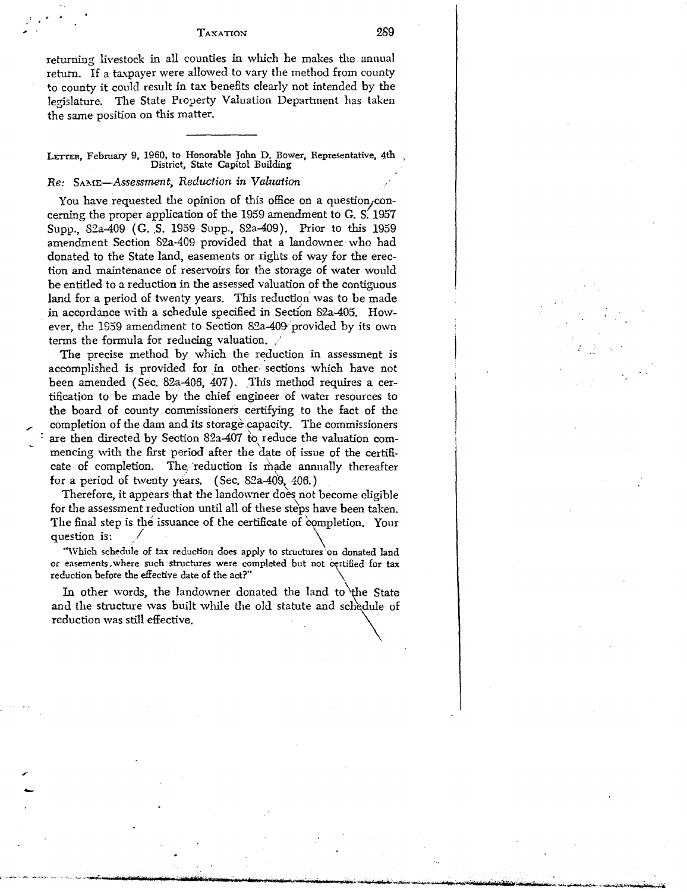returning livestock in all counties in which he makes the annual return. If a taxpayer were allowed to vary the method from county to county it could result in tax benefits clearly not intended by the legislature. The State Property Valuation Department has taken the same position on this matter.

---

LETTER, February 9, 1960, to Honorable John D. Bower, Representative, 4th District, State Capitol Building

*Re:* SAME—*Assessment, Reduction in Valuation*

You have requested the opinion of this office on a question concerning the proper application of the 1959 amendment to G. S. 1957 Supp., 82a-409 (G. S. 1959 Supp., 82a-409). Prior to this 1959 amendment Section 82a-409 provided that a landowner who had donated to the State land, easements or rights of way for the erection and maintenance of reservoirs for the storage of water would be entitled to a reduction in the assessed valuation of the contiguous land for a period of twenty years. This reduction was to be made in accordance with a schedule specified in Section 82a-405. However, the 1959 amendment to Section 82a-409 provided by its own terms the formula for reducing valuation.

The precise method by which the reduction in assessment is accomplished is provided for in other sections which have not been amended (Sec. 82a-406, 407). This method requires a certification to be made by the chief engineer of water resources to the board of county commissioners certifying to the fact of the completion of the dam and its storage capacity. The commissioners are then directed by Section 82a-407 to reduce the valuation commencing with the first period after the date of issue of the certificate of completion. The reduction is made annually thereafter for a period of twenty years. (Sec. 82a-409, 406.)

Therefore, it appears that the landowner does not become eligible for the assessment reduction until all of these steps have been taken. The final step is the issuance of the certificate of completion. Your question is:

> "Which schedule of tax reduction does apply to structures on donated land or easements, where such structures were completed but not certified for tax reduction before the effective date of the act?"

In other words, the landowner donated the land to the State and the structure was built while the old statute and schedule of reduction was still effective.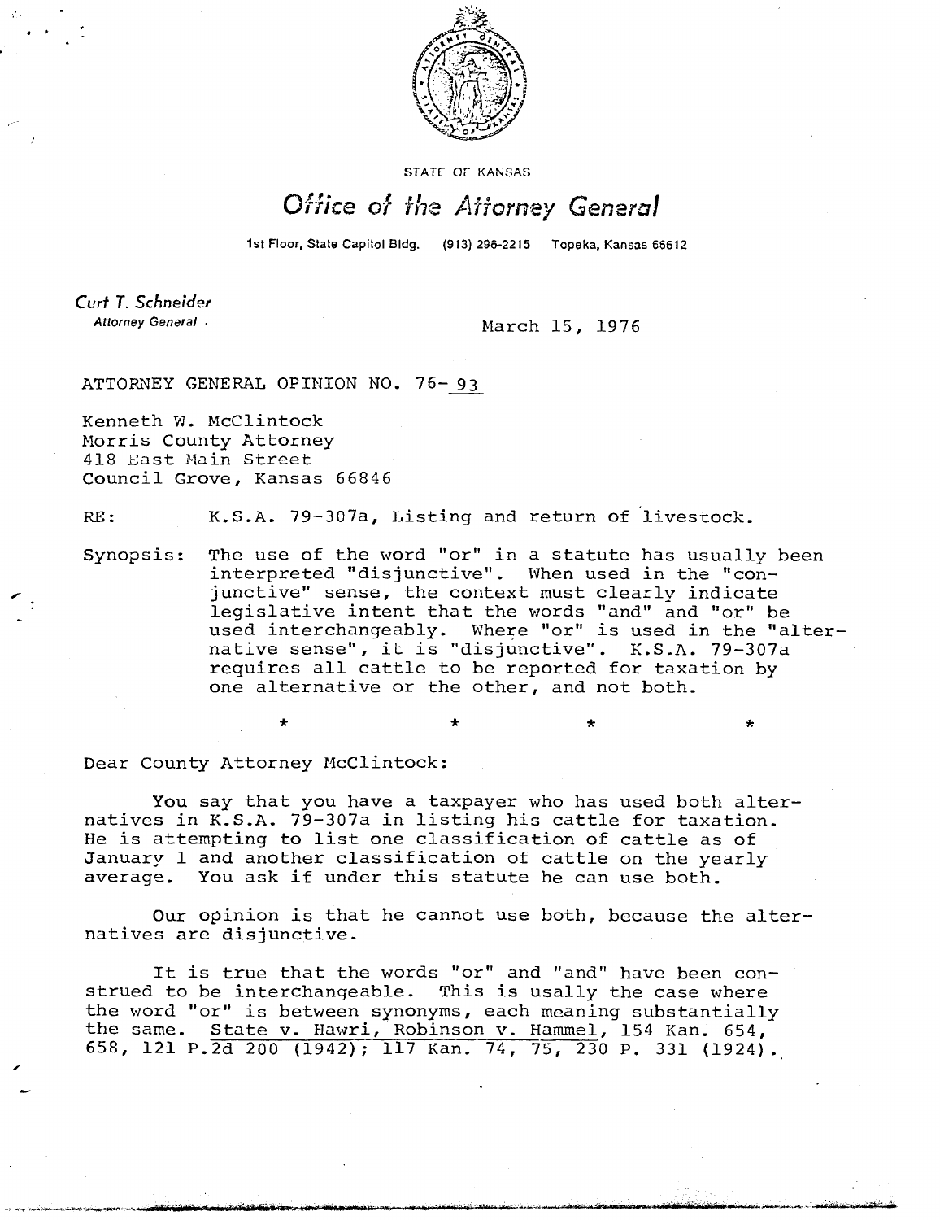STATE OF KANSAS

# Office of the Attorney General

1st Floor, State Capitol Bldg. (913) 296-2215 Topeka, Kansas 66612

*Curt T. Schneider*
*Attorney General*

March 15, 1976

ATTORNEY GENERAL OPINION NO. 76- 93

Kenneth W. McClintock
Morris County Attorney
418 East Main Street
Council Grove, Kansas 66846

RE: K.S.A. 79-307a, Listing and return of livestock.

Synopsis: The use of the word "or" in a statute has usually been interpreted "disjunctive". When used in the "conjunctive" sense, the context must clearly indicate legislative intent that the words "and" and "or" be used interchangeably. Where "or" is used in the "alternative sense", it is "disjunctive". K.S.A. 79-307a requires all cattle to be reported for taxation by one alternative or the other, and not both.

\* \* \* \*

Dear County Attorney McClintock:

You say that you have a taxpayer who has used both alternatives in K.S.A. 79-307a in listing his cattle for taxation. He is attempting to list one classification of cattle as of January 1 and another classification of cattle on the yearly average. You ask if under this statute he can use both.

Our opinion is that he cannot use both, because the alternatives are disjunctive.

It is true that the words "or" and "and" have been construed to be interchangeable. This is usally the case where the word "or" is between synonyms, each meaning substantially the same. State v. Hawri, Robinson v. Hammel, 154 Kan. 654, 658, 121 P.2d 200 (1942); 117 Kan. 74, 75, 230 P. 331 (1924).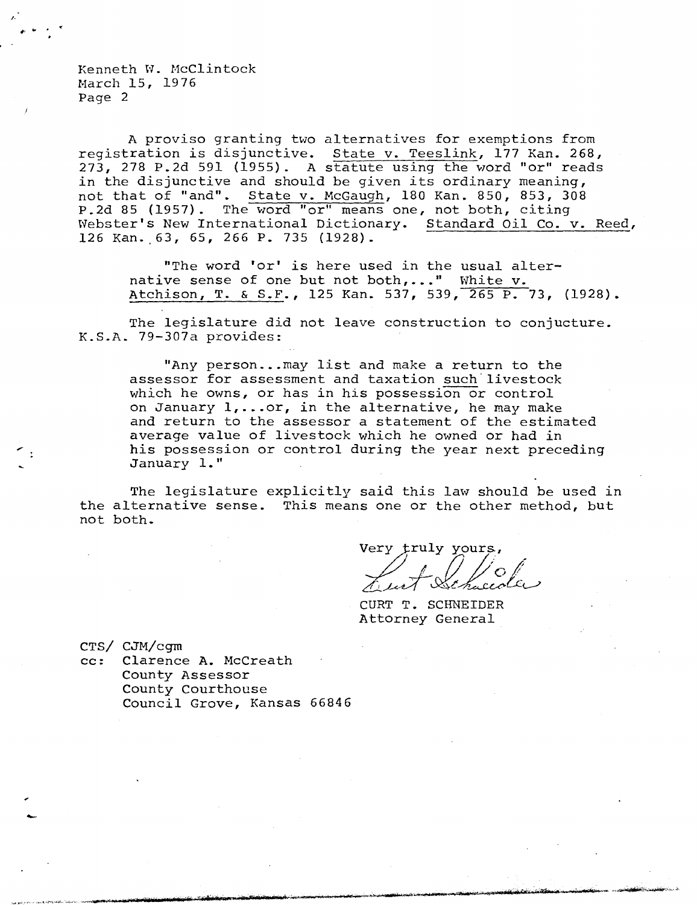Kenneth W. McClintock
March 15, 1976
Page 2

A proviso granting two alternatives for exemptions from registration is disjunctive. State v. Teeslink, 177 Kan. 268, 273, 278 P.2d 591 (1955). A statute using the word "or" reads in the disjunctive and should be given its ordinary meaning, not that of "and". State v. McGaugh, 180 Kan. 850, 853, 308 P.2d 85 (1957). The word "or" means one, not both, citing Webster's New International Dictionary. Standard Oil Co. v. Reed, 126 Kan. 63, 65, 266 P. 735 (1928).

> "The word 'or' is here used in the usual alternative sense of one but not both,..." White v. Atchison, T. & S.F., 125 Kan. 537, 539, 265 P. 73, (1928).

The legislature did not leave construction to conjucture. K.S.A. 79-307a provides:

> "Any person...may list and make a return to the assessor for assessment and taxation such livestock which he owns, or has in his possession or control on January 1,...or, in the alternative, he may make and return to the assessor a statement of the estimated average value of livestock which he owned or had in his possession or control during the year next preceding January 1."

The legislature explicitly said this law should be used in the alternative sense. This means one or the other method, but not both.

Very truly yours,

CURT T. SCHNEIDER
Attorney General

CTS/ CJM/cgm
cc: Clarence A. McCreath
County Assessor
County Courthouse
Council Grove, Kansas 66846